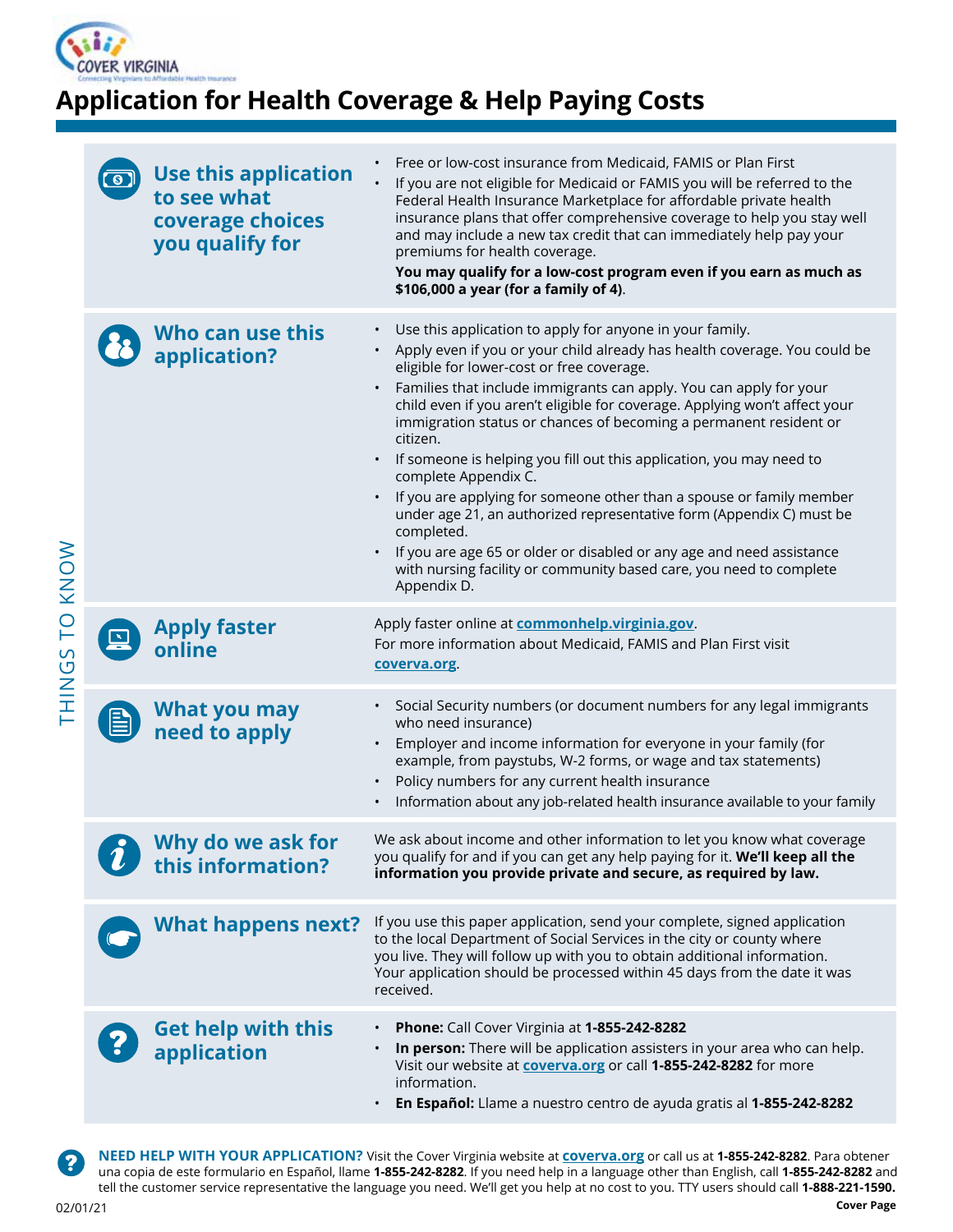COVER VIRGINIA

Connecting Virginians to Affordable Health Insurance

# Application for Health Coverage & Help Paying Costs

THINGS TO KNOW

## Use this application to see what coverage choices you qualify for

- Free or low-cost insurance from Medicaid, FAMIS or Plan First
- If you are not eligible for Medicaid or FAMIS you will be referred to the Federal Health Insurance Marketplace for affordable private health insurance plans that offer comprehensive coverage to help you stay well and may include a new tax credit that can immediately help pay your premiums for health coverage.

  **You may qualify for a low-cost program even if you earn as much as $106,000 a year (for a family of 4)**.

## Who can use this application?

- Use this application to apply for anyone in your family.
- Apply even if you or your child already has health coverage. You could be eligible for lower-cost or free coverage.
- Families that include immigrants can apply. You can apply for your child even if you aren't eligible for coverage. Applying won't affect your immigration status or chances of becoming a permanent resident or citizen.
- If someone is helping you fill out this application, you may need to complete Appendix C.
- If you are applying for someone other than a spouse or family member under age 21, an authorized representative form (Appendix C) must be completed.
- If you are age 65 or older or disabled or any age and need assistance with nursing facility or community based care, you need to complete Appendix D.

## Apply faster online

Apply faster online at **commonhelp.virginia.gov**.

For more information about Medicaid, FAMIS and Plan First visit **coverva.org**.

## What you may need to apply

- Social Security numbers (or document numbers for any legal immigrants who need insurance)
- Employer and income information for everyone in your family (for example, from paystubs, W-2 forms, or wage and tax statements)
- Policy numbers for any current health insurance
- Information about any job-related health insurance available to your family

## Why do we ask for this information?

We ask about income and other information to let you know what coverage you qualify for and if you can get any help paying for it. **We'll keep all the information you provide private and secure, as required by law.**

## What happens next?

If you use this paper application, send your complete, signed application to the local Department of Social Services in the city or county where you live. They will follow up with you to obtain additional information. Your application should be processed within 45 days from the date it was received.

## Get help with this application

- **Phone:** Call Cover Virginia at **1-855-242-8282**
- **In person:** There will be application assisters in your area who can help. Visit our website at **coverva.org** or call **1-855-242-8282** for more information.
- **En Español:** Llame a nuestro centro de ayuda gratis al **1-855-242-8282**

**NEED HELP WITH YOUR APPLICATION?** Visit the Cover Virginia website at **coverva.org** or call us at **1-855-242-8282**. Para obtener una copia de este formulario en Español, llame **1-855-242-8282**. If you need help in a language other than English, call **1-855-242-8282** and tell the customer service representative the language you need. We'll get you help at no cost to you. TTY users should call **1-888-221-1590.**

02/01/21

**Cover Page**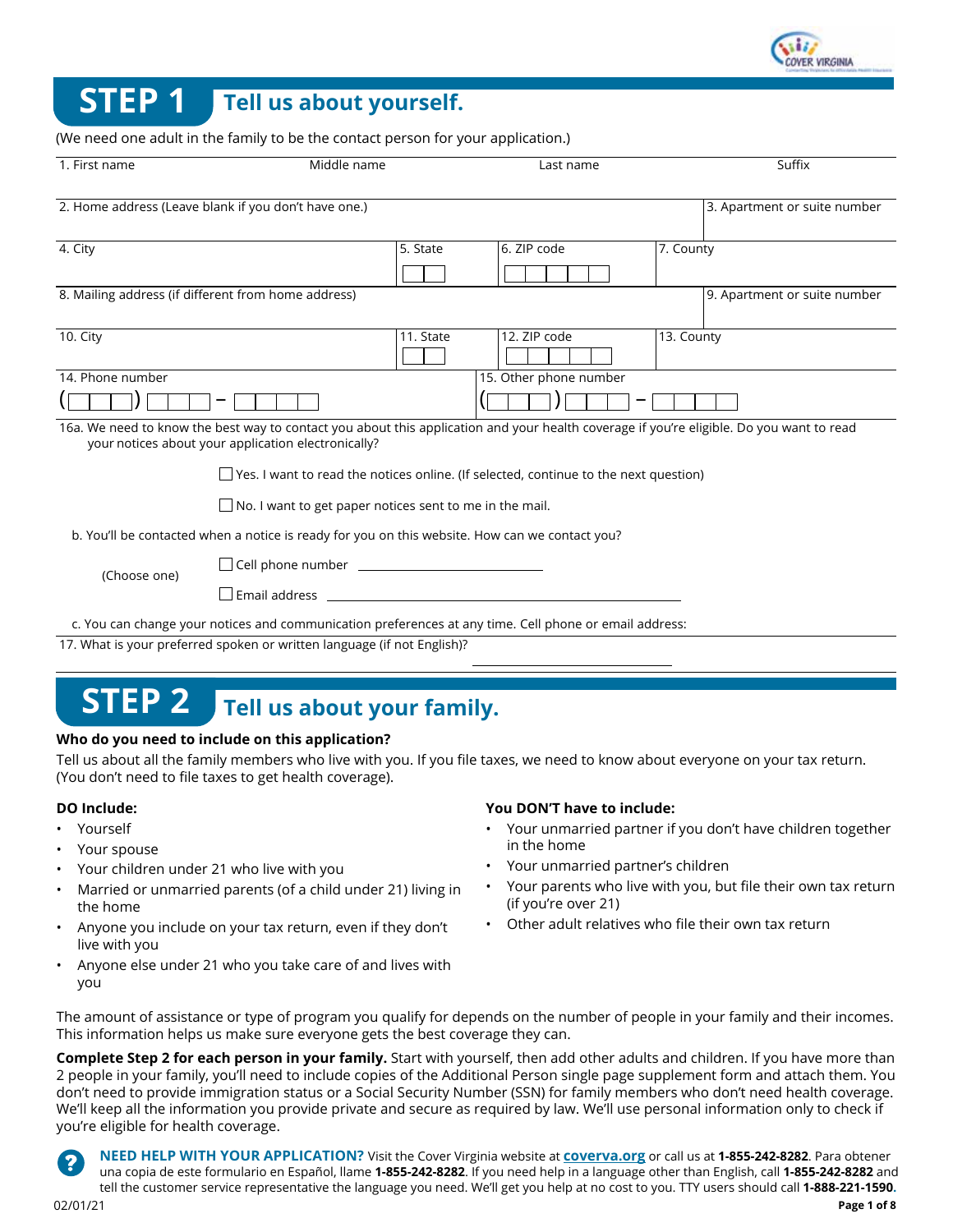# STEP 1 Tell us about yourself.

(We need one adult in the family to be the contact person for your application.)

| 1. First name | Middle name | Last name | Suffix |
|---|---|---|---|
| | | | |

| 2. Home address (Leave blank if you don't have one.) | | | 3. Apartment or suite number |
|---|---|---|---|
| **4. City** | **5. State** | **6. ZIP code** | **7. County** |
| | | | |

| 8. Mailing address (if different from home address) | | | 9. Apartment or suite number |
|---|---|---|---|
| **10. City** | **11. State** | **12. ZIP code** | **13. County** |
| | | | |

| 14. Phone number | 15. Other phone number |
|---|---|
| ( ) – | ( ) – |

16a. We need to know the best way to contact you about this application and your health coverage if you're eligible. Do you want to read your notices about your application electronically?

☐ Yes. I want to read the notices online. (If selected, continue to the next question)

☐ No. I want to get paper notices sent to me in the mail.

b. You'll be contacted when a notice is ready for you on this website. How can we contact you?

(Choose one)

☐ Cell phone number ______________________

☐ Email address ______________________

c. You can change your notices and communication preferences at any time. Cell phone or email address:

17. What is your preferred spoken or written language (if not English)? ______________________

# STEP 2 Tell us about your family.

**Who do you need to include on this application?**

Tell us about all the family members who live with you. If you file taxes, we need to know about everyone on your tax return. (You don't need to file taxes to get health coverage).

**DO Include:**

- Yourself
- Your spouse
- Your children under 21 who live with you
- Married or unmarried parents (of a child under 21) living in the home
- Anyone you include on your tax return, even if they don't live with you
- Anyone else under 21 who you take care of and lives with you

**You DON'T have to include:**

- Your unmarried partner if you don't have children together in the home
- Your unmarried partner's children
- Your parents who live with you, but file their own tax return (if you're over 21)
- Other adult relatives who file their own tax return

The amount of assistance or type of program you qualify for depends on the number of people in your family and their incomes. This information helps us make sure everyone gets the best coverage they can.

**Complete Step 2 for each person in your family.** Start with yourself, then add other adults and children. If you have more than 2 people in your family, you'll need to include copies of the Additional Person single page supplement form and attach them. You don't need to provide immigration status or a Social Security Number (SSN) for family members who don't need health coverage. We'll keep all the information you provide private and secure as required by law. We'll use personal information only to check if you're eligible for health coverage.

**NEED HELP WITH YOUR APPLICATION?** Visit the Cover Virginia website at **coverva.org** or call us at **1-855-242-8282**. Para obtener una copia de este formulario en Español, llame **1-855-242-8282**. If you need help in a language other than English, call **1-855-242-8282** and tell the customer service representative the language you need. We'll get you help at no cost to you. TTY users should call **1-888-221-1590**.

02/01/21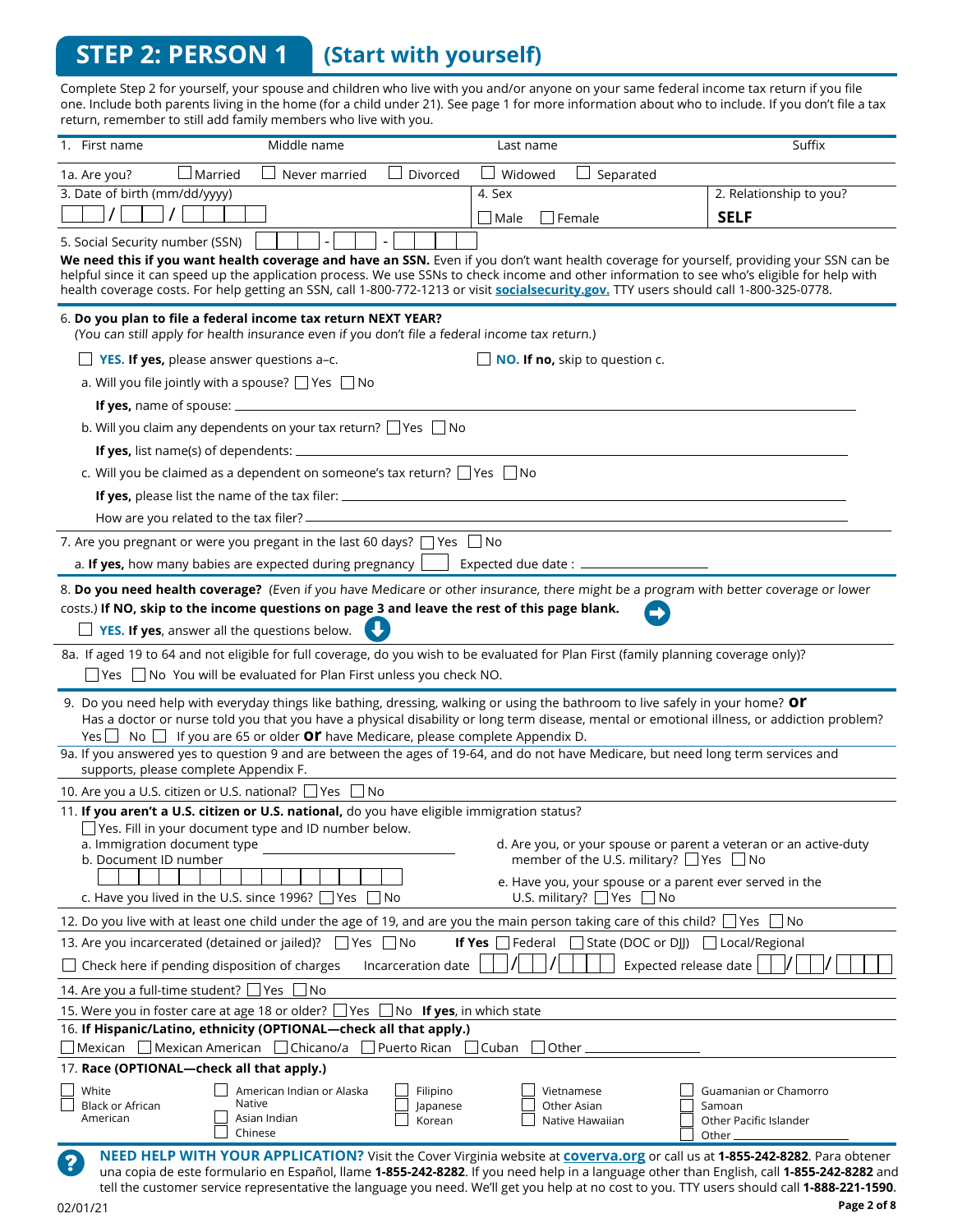# STEP 2: PERSON 1 (Start with yourself)

Complete Step 2 for yourself, your spouse and children who live with you and/or anyone on your same federal income tax return if you file one. Include both parents living in the home (for a child under 21). See page 1 for more information about who to include. If you don't file a tax return, remember to still add family members who live with you.

1. First name &nbsp;&nbsp;&nbsp; Middle name &nbsp;&nbsp;&nbsp; Last name &nbsp;&nbsp;&nbsp; Suffix

1a. Are you? ☐ Married ☐ Never married ☐ Divorced ☐ Widowed ☐ Separated

3. Date of birth (mm/dd/yyyy) ___/___/_____

4. Sex ☐ Male ☐ Female

2. Relationship to you? **SELF**

5. Social Security number (SSN) ___-__-____

**We need this if you want health coverage and have an SSN.** Even if you don't want health coverage for yourself, providing your SSN can be helpful since it can speed up the application process. We use SSNs to check income and other information to see who's eligible for help with health coverage costs. For help getting an SSN, call 1-800-772-1213 or visit **socialsecurity.gov.** TTY users should call 1-800-325-0778.

6. **Do you plan to file a federal income tax return NEXT YEAR?**
*(You can still apply for health insurance even if you don't file a federal income tax return.)*

☐ **YES. If yes,** please answer questions a–c. &nbsp;&nbsp;&nbsp; ☐ **NO. If no,** skip to question c.

a. Will you file jointly with a spouse? ☐ Yes ☐ No

**If yes,** name of spouse: ________________

b. Will you claim any dependents on your tax return? ☐ Yes ☐ No

**If yes,** list name(s) of dependents: ________________

c. Will you be claimed as a dependent on someone's tax return? ☐ Yes ☐ No

**If yes,** please list the name of the tax filer: ________________

How are you related to the tax filer? ________________

7. Are you pregnant or were you pregnant in the last 60 days? ☐ Yes ☐ No

a. **If yes,** how many babies are expected during pregnancy ☐ Expected due date : ________

8. **Do you need health coverage?** *(Even if you have Medicare or other insurance, there might be a program with better coverage or lower costs.)* **If NO, skip to the income questions on page 3 and leave the rest of this page blank.**

☐ **YES. If yes**, answer all the questions below.

8a. If aged 19 to 64 and not eligible for full coverage, do you wish to be evaluated for Plan First (family planning coverage only)?
☐ Yes ☐ No You will be evaluated for Plan First unless you check NO.

9. Do you need help with everyday things like bathing, dressing, walking or using the bathroom to live safely in your home? **or**
Has a doctor or nurse told you that you have a physical disability or long term disease, mental or emotional illness, or addiction problem?
Yes ☐ No ☐ If you are 65 or older **or** have Medicare, please complete Appendix D.

9a. If you answered yes to question 9 and are between the ages of 19-64, and do not have Medicare, but need long term services and supports, please complete Appendix F.

10. Are you a U.S. citizen or U.S. national? ☐ Yes ☐ No

11. **If you aren't a U.S. citizen or U.S. national,** do you have eligible immigration status?
☐ Yes. Fill in your document type and ID number below.

a. Immigration document type ________________

b. Document ID number ________________

c. Have you lived in the U.S. since 1996? ☐ Yes ☐ No

d. Are you, or your spouse or parent a veteran or an active-duty member of the U.S. military? ☐ Yes ☐ No

e. Have you, your spouse or a parent ever served in the U.S. military? ☐ Yes ☐ No

12. Do you live with at least one child under the age of 19, and are you the main person taking care of this child? ☐ Yes ☐ No

13. Are you incarcerated (detained or jailed)? ☐ Yes ☐ No &nbsp;&nbsp; **If Yes** ☐ Federal ☐ State (DOC or DJJ) ☐ Local/Regional

☐ Check here if pending disposition of charges &nbsp;&nbsp; Incarceration date ___/___/_____ &nbsp;&nbsp; Expected release date ___/___/_____

14. Are you a full-time student? ☐ Yes ☐ No

15. Were you in foster care at age 18 or older? ☐ Yes ☐ No **If yes,** in which state

16. **If Hispanic/Latino, ethnicity (OPTIONAL—check all that apply.)**
☐ Mexican ☐ Mexican American ☐ Chicano/a ☐ Puerto Rican ☐ Cuban ☐ Other ________

17. **Race (OPTIONAL—check all that apply.)**

☐ White
☐ Black or African American
☐ American Indian or Alaska Native
☐ Asian Indian
☐ Chinese
☐ Filipino
☐ Japanese
☐ Korean
☐ Vietnamese
☐ Other Asian
☐ Native Hawaiian
☐ Guamanian or Chamorro
☐ Samoan
☐ Other Pacific Islander
☐ Other ________

**NEED HELP WITH YOUR APPLICATION?** Visit the Cover Virginia website at **coverva.org** or call us at **1-855-242-8282**. Para obtener una copia de este formulario en Español, llame **1-855-242-8282**. If you need help in a language other than English, call **1-855-242-8282** and tell the customer service representative the language you need. We'll get you help at no cost to you. TTY users should call **1-888-221-1590.**

02/01/21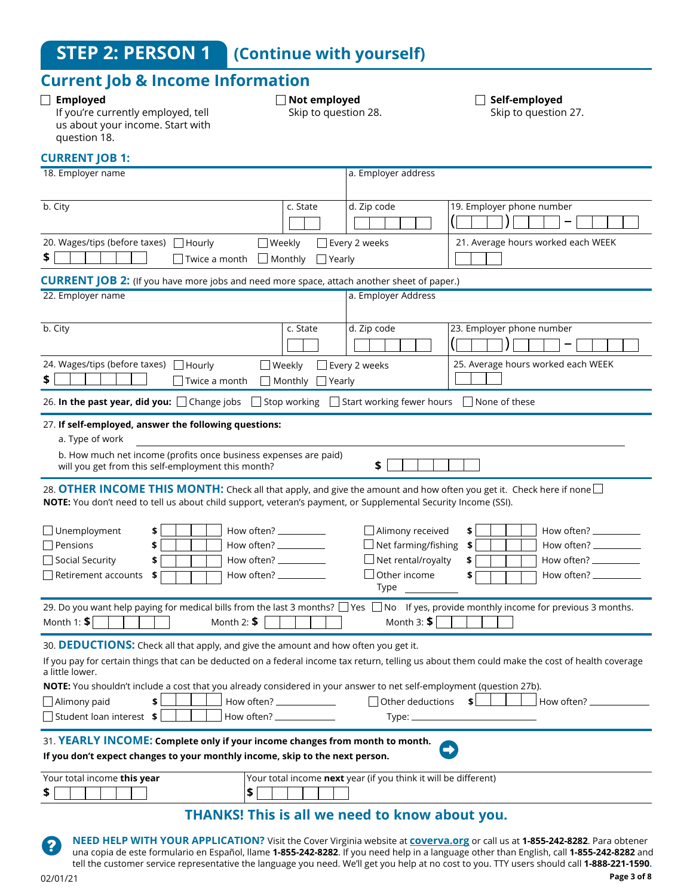# STEP 2: PERSON 1 (Continue with yourself)

## Current Job & Income Information

☐ **Employed**
If you're currently employed, tell us about your income. Start with question 18.

☐ **Not employed**
Skip to question 28.

☐ **Self-employed**
Skip to question 27.

### CURRENT JOB 1:

| 18. Employer name | | a. Employer address | |
|---|---|---|---|
| b. City | c. State | d. Zip code | 19. Employer phone number ( ) – |
| 20. Wages/tips (before taxes) ☐ Hourly ☐ Weekly ☐ Every 2 weeks ☐ Twice a month ☐ Monthly ☐ Yearly $ | | | 21. Average hours worked each WEEK |

### CURRENT JOB 2: (If you have more jobs and need more space, attach another sheet of paper.)

| 22. Employer name | | a. Employer Address | |
|---|---|---|---|
| b. City | c. State | d. Zip code | 23. Employer phone number ( ) – |
| 24. Wages/tips (before taxes) ☐ Hourly ☐ Weekly ☐ Every 2 weeks ☐ Twice a month ☐ Monthly ☐ Yearly $ | | | 25. Average hours worked each WEEK |

26. **In the past year, did you:** ☐ Change jobs ☐ Stop working ☐ Start working fewer hours ☐ None of these

27. **If self-employed, answer the following questions:**

a. Type of work ____________________

b. How much net income (profits once business expenses are paid) will you get from this self-employment this month? $

28. **OTHER INCOME THIS MONTH:** Check all that apply, and give the amount and how often you get it. Check here if none ☐

**NOTE:** You don't need to tell us about child support, veteran's payment, or Supplemental Security Income (SSI).

| | | | | | |
|---|---|---|---|---|---|
| ☐ Unemployment | $ | How often? ______ | ☐ Alimony received | $ | How often? ______ |
| ☐ Pensions | $ | How often? ______ | ☐ Net farming/fishing | $ | How often? ______ |
| ☐ Social Security | $ | How often? ______ | ☐ Net rental/royalty | $ | How often? ______ |
| ☐ Retirement accounts | $ | How often? ______ | ☐ Other income Type ______ | $ | How often? ______ |

29. Do you want help paying for medical bills from the last 3 months? ☐ Yes ☐ No If yes, provide monthly income for previous 3 months.

Month 1: **$** Month 2: **$** Month 3: **$**

30. **DEDUCTIONS:** Check all that apply, and give the amount and how often you get it.

If you pay for certain things that can be deducted on a federal income tax return, telling us about them could make the cost of health coverage a little lower.

**NOTE:** You shouldn't include a cost that you already considered in your answer to net self-employment (question 27b).

| | | | | | |
|---|---|---|---|---|---|
| ☐ Alimony paid | $ | How often? ______ | ☐ Other deductions | $ | How often? ______ |
| ☐ Student loan interest | $ | How often? ______ | Type: ______ | | |

31. **YEARLY INCOME: Complete only if your income changes from month to month.**
**If you don't expect changes to your monthly income, skip to the next person.**

| Your total income **this year** | Your total income **next** year (if you think it will be different) |
|---|---|
| $ | $ |

**THANKS! This is all we need to know about you.**

**NEED HELP WITH YOUR APPLICATION?** Visit the Cover Virginia website at **coverva.org** or call us at **1-855-242-8282**. Para obtener una copia de este formulario en Español, llame **1-855-242-8282**. If you need help in a language other than English, call **1-855-242-8282** and tell the customer service representative the language you need. We'll get you help at no cost to you. TTY users should call **1-888-221-1590**.

02/01/21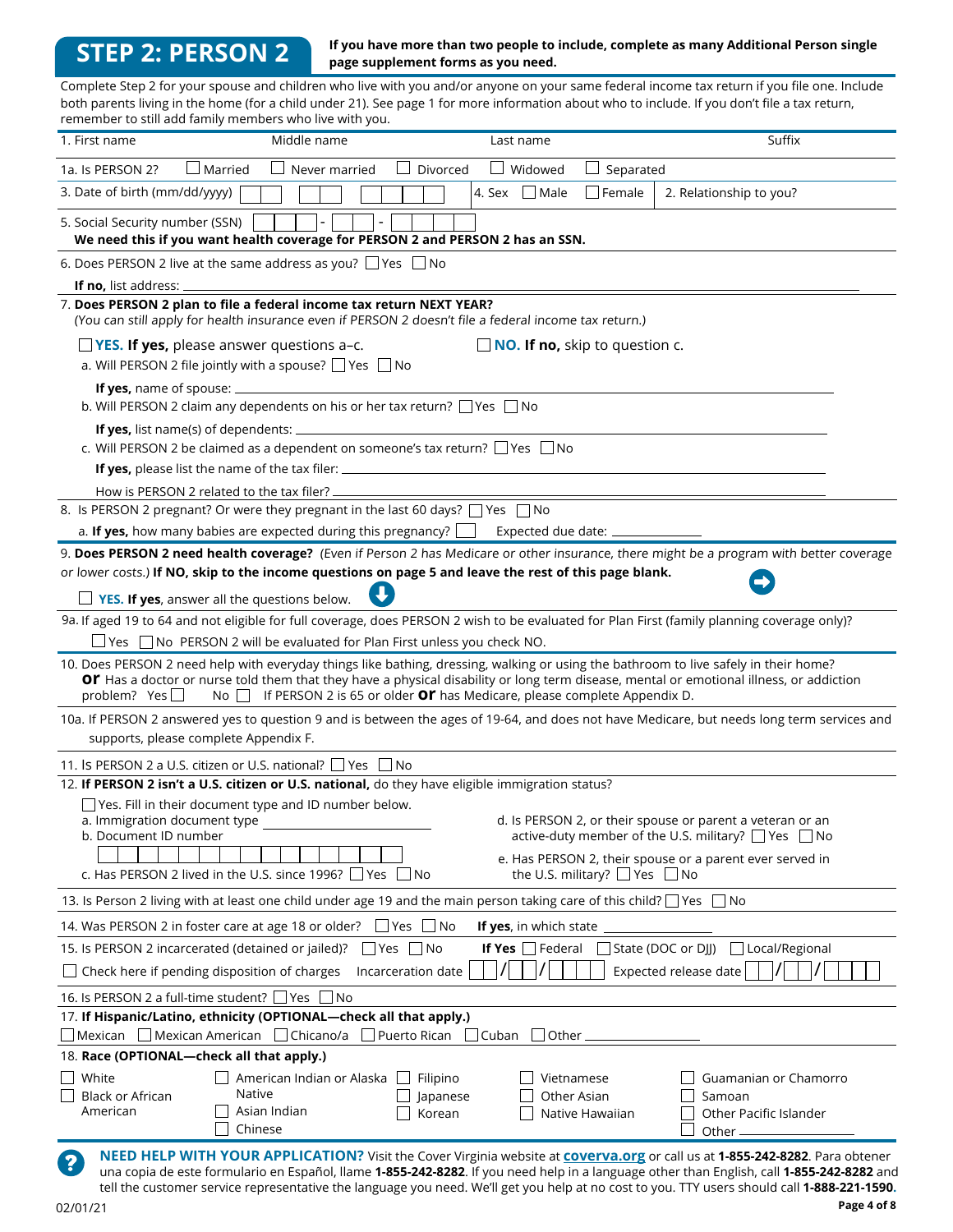## STEP 2: PERSON 2

**If you have more than two people to include, complete as many Additional Person single page supplement forms as you need.**

Complete Step 2 for your spouse and children who live with you and/or anyone on your same federal income tax return if you file one. Include both parents living in the home (for a child under 21). See page 1 for more information about who to include. If you don't file a tax return, remember to still add family members who live with you.

1. First name        Middle name        Last name        Suffix

1a. Is PERSON 2? ☐ Married ☐ Never married ☐ Divorced ☐ Widowed ☐ Separated

3. Date of birth (mm/dd/yyyy) ☐☐ ☐☐ ☐☐☐☐    4. Sex ☐ Male ☐ Female    2. Relationship to you?

5. Social Security number (SSN) ☐☐☐ - ☐☐ - ☐☐☐☐
**We need this if you want health coverage for PERSON 2 and PERSON 2 has an SSN.**

6. Does PERSON 2 live at the same address as you? ☐ Yes ☐ No

**If no,** list address: ______

7. **Does PERSON 2 plan to file a federal income tax return NEXT YEAR?**
*(You can still apply for health insurance even if PERSON 2 doesn't file a federal income tax return.)*

☐ **YES. If yes,** please answer questions a–c.    ☐ **NO. If no,** skip to question c.

a. Will PERSON 2 file jointly with a spouse? ☐ Yes ☐ No

**If yes,** name of spouse: ______

b. Will PERSON 2 claim any dependents on his or her tax return? ☐ Yes ☐ No

**If yes,** list name(s) of dependents: ______

c. Will PERSON 2 be claimed as a dependent on someone's tax return? ☐ Yes ☐ No

**If yes,** please list the name of the tax filer: ______

How is PERSON 2 related to the tax filer? ______

8. Is PERSON 2 pregnant? Or were they pregnant in the last 60 days? ☐ Yes ☐ No

a. **If yes,** how many babies are expected during this pregnancy? ☐    Expected due date: ______

9. **Does PERSON 2 need health coverage?** *(Even if Person 2 has Medicare or other insurance, there might be a program with better coverage or lower costs.)* **If NO, skip to the income questions on page 5 and leave the rest of this page blank.**

☐ **YES. If yes**, answer all the questions below.

9a. If aged 19 to 64 and not eligible for full coverage, does PERSON 2 wish to be evaluated for Plan First (family planning coverage only)?
☐ Yes ☐ No PERSON 2 will be evaluated for Plan First unless you check NO.

10. Does PERSON 2 need help with everyday things like bathing, dressing, walking or using the bathroom to live safely in their home? **or** Has a doctor or nurse told them that they have a physical disability or long term disease, mental or emotional illness, or addiction problem? Yes ☐ No ☐ If PERSON 2 is 65 or older **or** has Medicare, please complete Appendix D.

10a. If PERSON 2 answered yes to question 9 and is between the ages of 19-64, and does not have Medicare, but needs long term services and supports, please complete Appendix F.

11. Is PERSON 2 a U.S. citizen or U.S. national? ☐ Yes ☐ No

12. **If PERSON 2 isn't a U.S. citizen or U.S. national,** do they have eligible immigration status?

☐ Yes. Fill in their document type and ID number below.

a. Immigration document type ______

b. Document ID number ☐☐☐☐☐☐☐☐☐☐☐☐☐☐☐☐☐☐

c. Has PERSON 2 lived in the U.S. since 1996? ☐ Yes ☐ No

d. Is PERSON 2, or their spouse or parent a veteran or an active-duty member of the U.S. military? ☐ Yes ☐ No

e. Has PERSON 2, or their spouse or a parent ever served in the U.S. military? ☐ Yes ☐ No

13. Is Person 2 living with at least one child under age 19 and the main person taking care of this child? ☐ Yes ☐ No

14. Was PERSON 2 in foster care at age 18 or older? ☐ Yes ☐ No    **If yes**, in which state ______

15. Is PERSON 2 incarcerated (detained or jailed)? ☐ Yes ☐ No    **If Yes** ☐ Federal ☐ State (DOC or DJJ) ☐ Local/Regional

☐ Check here if pending disposition of charges    Incarceration date ☐☐/☐☐/☐☐☐☐    Expected release date ☐☐/☐☐/☐☐☐☐

16. Is PERSON 2 a full-time student? ☐ Yes ☐ No

17. **If Hispanic/Latino, ethnicity (OPTIONAL—check all that apply.)**
☐ Mexican ☐ Mexican American ☐ Chicano/a ☐ Puerto Rican ☐ Cuban ☐ Other ______

18. **Race (OPTIONAL—check all that apply.)**

☐ White
☐ Black or African American
☐ American Indian or Alaska Native
☐ Asian Indian
☐ Chinese
☐ Filipino
☐ Japanese
☐ Korean
☐ Vietnamese
☐ Other Asian
☐ Native Hawaiian
☐ Guamanian or Chamorro
☐ Samoan
☐ Other Pacific Islander
☐ Other ______

**NEED HELP WITH YOUR APPLICATION?** Visit the Cover Virginia website at **coverva.org** or call us at **1-855-242-8282**. Para obtener una copia de este formulario en Español, llame **1-855-242-8282**. If you need help in a language other than English, call **1-855-242-8282** and tell the customer service representative the language you need. We'll get you help at no cost to you. TTY users should call **1-888-221-1590**.

02/01/21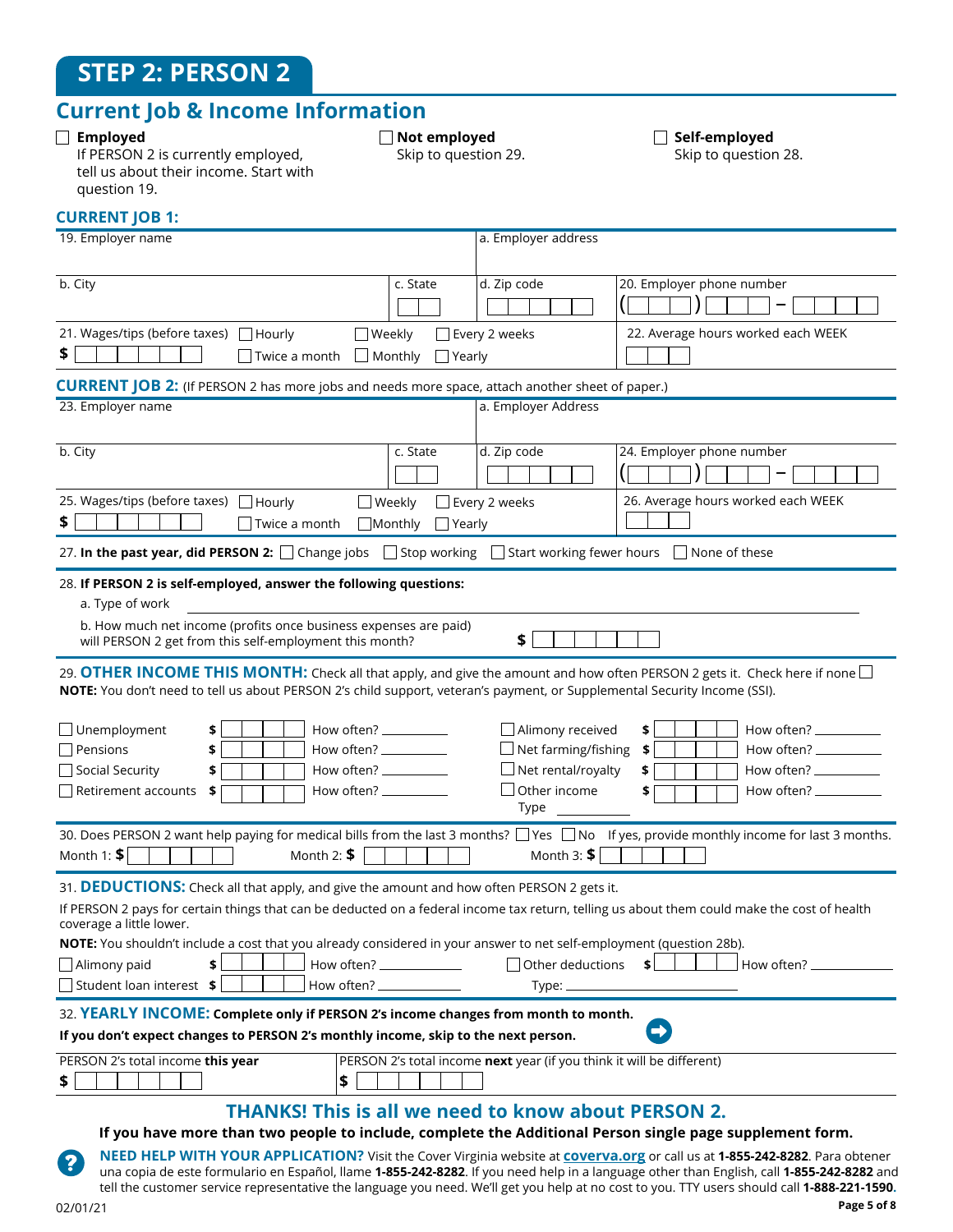# STEP 2: PERSON 2

## Current Job & Income Information

☐ **Employed**
If PERSON 2 is currently employed, tell us about their income. Start with question 19.

☐ **Not employed**
Skip to question 29.

☐ **Self-employed**
Skip to question 28.

### CURRENT JOB 1:

| 19. Employer name | | a. Employer address | |
|---|---|---|---|
| b. City | c. State | d. Zip code | 20. Employer phone number ( ) – |
| 21. Wages/tips (before taxes) $ ☐ Hourly ☐ Weekly ☐ Every 2 weeks ☐ Twice a month ☐ Monthly ☐ Yearly | | | 22. Average hours worked each WEEK |

### CURRENT JOB 2: (If PERSON 2 has more jobs and needs more space, attach another sheet of paper.)

| 23. Employer name | | a. Employer Address | |
|---|---|---|---|
| b. City | c. State | d. Zip code | 24. Employer phone number ( ) – |
| 25. Wages/tips (before taxes) $ ☐ Hourly ☐ Weekly ☐ Every 2 weeks ☐ Twice a month ☐ Monthly ☐ Yearly | | | 26. Average hours worked each WEEK |

27. **In the past year, did PERSON 2:** ☐ Change jobs ☐ Stop working ☐ Start working fewer hours ☐ None of these

28. **If PERSON 2 is self-employed, answer the following questions:**

a. Type of work ______________________

b. How much net income (profits once business expenses are paid) will PERSON 2 get from this self-employment this month? $

29. **OTHER INCOME THIS MONTH:** Check all that apply, and give the amount and how often PERSON 2 gets it. Check here if none ☐

**NOTE:** You don't need to tell us about PERSON 2's child support, veteran's payment, or Supplemental Security Income (SSI).

| | | | | | |
|---|---|---|---|---|---|
| ☐ Unemployment | $ | How often? | ☐ Alimony received | $ | How often? |
| ☐ Pensions | $ | How often? | ☐ Net farming/fishing | $ | How often? |
| ☐ Social Security | $ | How often? | ☐ Net rental/royalty | $ | How often? |
| ☐ Retirement accounts | $ | How often? | ☐ Other income Type ______ | $ | How often? |

30. Does PERSON 2 want help paying for medical bills from the last 3 months? ☐ Yes ☐ No If yes, provide monthly income for last 3 months.

Month 1: $ Month 2: $ Month 3: $

31. **DEDUCTIONS:** Check all that apply, and give the amount and how often PERSON 2 gets it.

If PERSON 2 pays for certain things that can be deducted on a federal income tax return, telling us about them could make the cost of health coverage a little lower.

**NOTE:** You shouldn't include a cost that you already considered in your answer to net self-employment (question 28b).

| | | | | | |
|---|---|---|---|---|---|
| ☐ Alimony paid | $ | How often? | ☐ Other deductions Type: ______ | $ | How often? |
| ☐ Student loan interest | $ | How often? | | | |

32. **YEARLY INCOME: Complete only if PERSON 2's income changes from month to month.**

**If you don't expect changes to PERSON 2's monthly income, skip to the next person.**

| PERSON 2's total income **this** year | PERSON 2's total income **next** year (if you think it will be different) |
|---|---|
| $ | $ |

## THANKS! This is all we need to know about PERSON 2.

**If you have more than two people to include, complete the Additional Person single page supplement form.**

**NEED HELP WITH YOUR APPLICATION?** Visit the Cover Virginia website at **coverva.org** or call us at **1-855-242-8282**. Para obtener una copia de este formulario en Español, llame **1-855-242-8282**. If you need help in a language other than English, call **1-855-242-8282** and tell the customer service representative the language you need. We'll get you help at no cost to you. TTY users should call **1-888-221-1590**.

02/01/21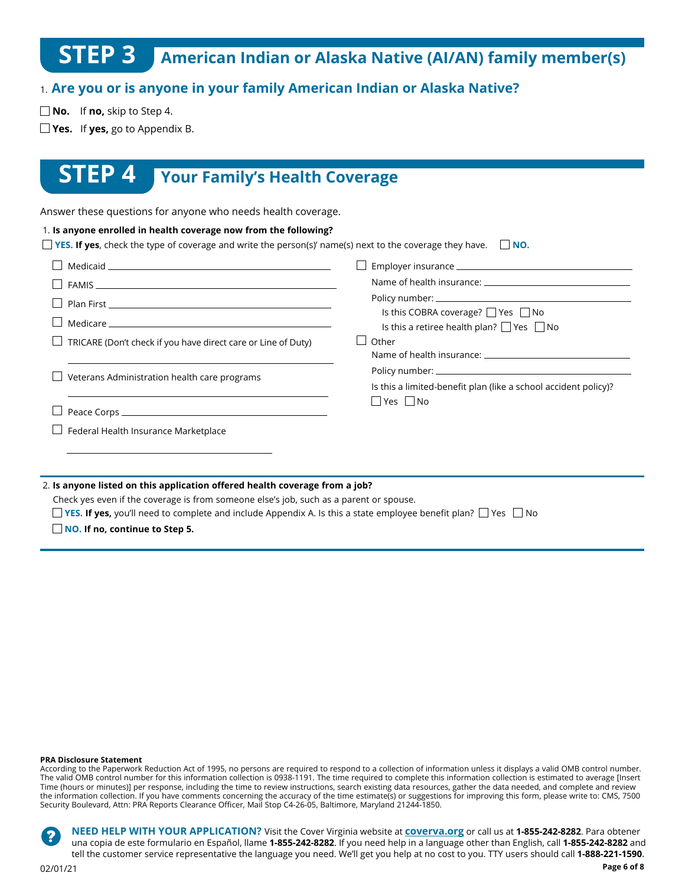# STEP 3 American Indian or Alaska Native (AI/AN) family member(s)

1. **Are you or is anyone in your family American Indian or Alaska Native?**

☐ **No.** If **no,** skip to Step 4.

☐ **Yes.** If **yes,** go to Appendix B.

# STEP 4 Your Family's Health Coverage

Answer these questions for anyone who needs health coverage.

1. **Is anyone enrolled in health coverage now from the following?**

☐ **YES. If yes**, check the type of coverage and write the person(s)' name(s) next to the coverage they have. ☐ **NO.**

- ☐ Medicaid ____________________
- ☐ FAMIS ____________________
- ☐ Plan First ____________________
- ☐ Medicare ____________________
- ☐ TRICARE (Don't check if you have direct care or Line of Duty) ____________________
- ☐ Veterans Administration health care programs ____________________
- ☐ Peace Corps ____________________
- ☐ Federal Health Insurance Marketplace ____________________
- ☐ Employer insurance ____________________
  - Name of health insurance: ____________________
  - Policy number: ____________________
  - Is this COBRA coverage? ☐ Yes ☐ No
  - Is this a retiree health plan? ☐ Yes ☐ No
- ☐ Other
  - Name of health insurance: ____________________
  - Policy number: ____________________
  - Is this a limited-benefit plan (like a school accident policy)? ☐ Yes ☐ No

2. **Is anyone listed on this application offered health coverage from a job?**

Check yes even if the coverage is from someone else's job, such as a parent or spouse.

☐ **YES. If yes,** you'll need to complete and include Appendix A. Is this a state employee benefit plan? ☐ Yes ☐ No

☐ **NO. If no, continue to Step 5.**

**PRA Disclosure Statement**

According to the Paperwork Reduction Act of 1995, no persons are required to respond to a collection of information unless it displays a valid OMB control number. The valid OMB control number for this information collection is 0938-1191. The time required to complete this information collection is estimated to average [Insert Time (hours or minutes)] per response, including the time to review instructions, search existing data resources, gather the data needed, and complete and review the information collection. If you have comments concerning the accuracy of the time estimate(s) or suggestions for improving this form, please write to: CMS, 7500 Security Boulevard, Attn: PRA Reports Clearance Officer, Mail Stop C4-26-05, Baltimore, Maryland 21244-1850.

**NEED HELP WITH YOUR APPLICATION?** Visit the Cover Virginia website at **coverva.org** or call us at **1-855-242-8282**. Para obtener una copia de este formulario en Español, llame **1-855-242-8282**. If you need help in a language other than English, call **1-855-242-8282** and tell the customer service representative the language you need. We'll get you help at no cost to you. TTY users should call **1-888-221-1590**.

02/01/21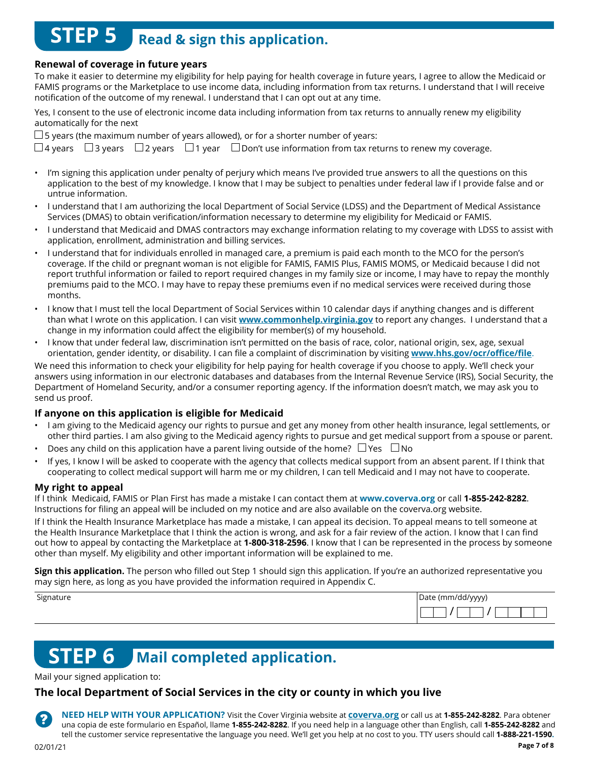# STEP 5 Read & sign this application.

### Renewal of coverage in future years

To make it easier to determine my eligibility for help paying for health coverage in future years, I agree to allow the Medicaid or FAMIS programs or the Marketplace to use income data, including information from tax returns. I understand that I will receive notification of the outcome of my renewal. I understand that I can opt out at any time.

Yes, I consent to the use of electronic income data including information from tax returns to annually renew my eligibility automatically for the next

☐ 5 years (the maximum number of years allowed), or for a shorter number of years:

☐ 4 years ☐ 3 years ☐ 2 years ☐ 1 year ☐ Don't use information from tax returns to renew my coverage.

- I'm signing this application under penalty of perjury which means I've provided true answers to all the questions on this application to the best of my knowledge. I know that I may be subject to penalties under federal law if I provide false and or untrue information.
- I understand that I am authorizing the local Department of Social Service (LDSS) and the Department of Medical Assistance Services (DMAS) to obtain verification/information necessary to determine my eligibility for Medicaid or FAMIS.
- I understand that Medicaid and DMAS contractors may exchange information relating to my coverage with LDSS to assist with application, enrollment, administration and billing services.
- I understand that for individuals enrolled in managed care, a premium is paid each month to the MCO for the person's coverage. If the child or pregnant woman is not eligible for FAMIS, FAMIS Plus, FAMIS MOMS, or Medicaid because I did not report truthful information or failed to report required changes in my family size or income, I may have to repay the monthly premiums paid to the MCO. I may have to repay these premiums even if no medical services were received during those months.
- I know that I must tell the local Department of Social Services within 10 calendar days if anything changes and is different than what I wrote on this application. I can visit **www.commonhelp.virginia.gov** to report any changes. I understand that a change in my information could affect the eligibility for member(s) of my household.
- I know that under federal law, discrimination isn't permitted on the basis of race, color, national origin, sex, age, sexual orientation, gender identity, or disability. I can file a complaint of discrimination by visiting **www.hhs.gov/ocr/office/file**.

We need this information to check your eligibility for help paying for health coverage if you choose to apply. We'll check your answers using information in our electronic databases and databases from the Internal Revenue Service (IRS), Social Security, the Department of Homeland Security, and/or a consumer reporting agency. If the information doesn't match, we may ask you to send us proof.

### If anyone on this application is eligible for Medicaid

- I am giving to the Medicaid agency our rights to pursue and get any money from other health insurance, legal settlements, or other third parties. I am also giving to the Medicaid agency rights to pursue and get medical support from a spouse or parent.
- Does any child on this application have a parent living outside of the home? ☐ Yes ☐ No
- If yes, I know I will be asked to cooperate with the agency that collects medical support from an absent parent. If I think that cooperating to collect medical support will harm me or my children, I can tell Medicaid and I may not have to cooperate.

### My right to appeal

If I think Medicaid, FAMIS or Plan First has made a mistake I can contact them at **www.coverva.org** or call **1-855-242-8282**. Instructions for filing an appeal will be included on my notice and are also available on the coverva.org website.

If I think the Health Insurance Marketplace has made a mistake, I can appeal its decision. To appeal means to tell someone at the Health Insurance Marketplace that I think the action is wrong, and ask for a fair review of the action. I know that I can find out how to appeal by contacting the Marketplace at **1-800-318-2596**. I know that I can be represented in the process by someone other than myself. My eligibility and other important information will be explained to me.

**Sign this application.** The person who filled out Step 1 should sign this application. If you're an authorized representative you may sign here, as long as you have provided the information required in Appendix C.

| Signature | Date (mm/dd/yyyy) |
|---|---|
| | __ __ / __ __ / __ __ __ __ |

# STEP 6 Mail completed application.

Mail your signed application to:

### The local Department of Social Services in the city or county in which you live

**NEED HELP WITH YOUR APPLICATION?** Visit the Cover Virginia website at **coverva.org** or call us at **1-855-242-8282**. Para obtener una copia de este formulario en Español, llame **1-855-242-8282**. If you need help in a language other than English, call **1-855-242-8282** and tell the customer service representative the language you need. We'll get you help at no cost to you. TTY users should call **1-888-221-1590**.

02/01/21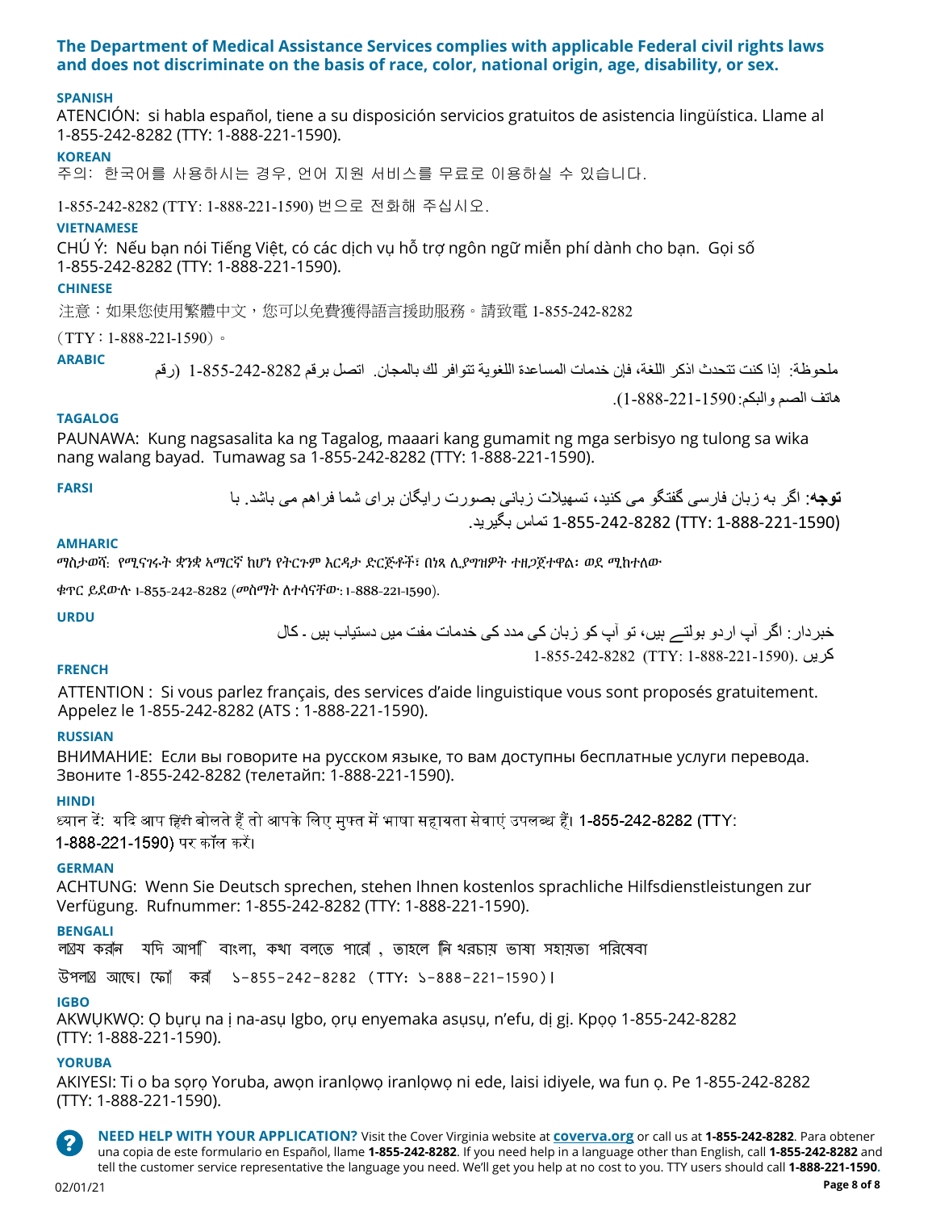**The Department of Medical Assistance Services complies with applicable Federal civil rights laws and does not discriminate on the basis of race, color, national origin, age, disability, or sex.**

**SPANISH**

ATENCIÓN: si habla español, tiene a su disposición servicios gratuitos de asistencia lingüística. Llame al 1-855-242-8282 (TTY: 1-888-221-1590).

**KOREAN**

주의: 한국어를 사용하시는 경우, 언어 지원 서비스를 무료로 이용하실 수 있습니다.

1-855-242-8282 (TTY: 1-888-221-1590) 번으로 전화해 주십시오.

**VIETNAMESE**

CHÚ Ý: Nếu bạn nói Tiếng Việt, có các dịch vụ hỗ trợ ngôn ngữ miễn phí dành cho bạn. Gọi số 1-855-242-8282 (TTY: 1-888-221-1590).

**CHINESE**

注意：如果您使用繁體中文，您可以免費獲得語言援助服務。請致電 1-855-242-8282

（TTY：1-888-221-1590）。

**ARABIC**

ملحوظة: إذا كنت تتحدث اذكر اللغة، فإن خدمات المساعدة اللغوية تتوافر لك بالمجان. اتصل برقم 1-855-242-8282 (رقم

هاتف الصم والبكم: 1-888-221-1590).

**TAGALOG**

PAUNAWA: Kung nagsasalita ka ng Tagalog, maaari kang gumamit ng mga serbisyo ng tulong sa wika nang walang bayad. Tumawag sa 1-855-242-8282 (TTY: 1-888-221-1590).

**FARSI**

**توجه**: اگر به زبان فارسی گفتگو می کنید، تسهیلات زبانی بصورت رایگان برای شما فراهم می باشد. با

(TTY: 1-888-221-1590) 1-855-242-8282 تماس بگیرید.

**AMHARIC**

ማስታወሻ: የሚናገሩት ቋንቋ ኣማርኛ ከሆነ የትርጉም እርዳታ ድርጅቶች፣ በነጻ ሊያግዝዎት ተዘጋጀተዋል፡ ወደ ሚከተለው

ቁጥር ይደውሉ 1-855-242-8282 (መስማት ለተሳናቸው: 1-888-221-1590).

**URDU**

خبردار: اگر آپ اردو بولتے ہیں، تو آپ کو زبان کی مدد کی خدمات مفت میں دستیاب ہیں ۔ کال

کریں 1-855-242-8282 (TTY: 1-888-221-1590).

**FRENCH**

ATTENTION : Si vous parlez français, des services d'aide linguistique vous sont proposés gratuitement. Appelez le 1-855-242-8282 (ATS : 1-888-221-1590).

**RUSSIAN**

ВНИМАНИЕ: Если вы говорите на русском языке, то вам доступны бесплатные услуги перевода. Звоните 1-855-242-8282 (телетайп: 1-888-221-1590).

**HINDI**

ध्यान दें: यदि आप हिंदी बोलते हैं तो आपके लिए मुफ्त में भाषा सहायता सेवाएं उपलब्ध हैं। 1-855-242-8282 (TTY: 1-888-221-1590) पर कॉल करें।

**GERMAN**

ACHTUNG: Wenn Sie Deutsch sprechen, stehen Ihnen kostenlos sprachliche Hilfsdienstleistungen zur Verfügung. Rufnummer: 1-855-242-8282 (TTY: 1-888-221-1590).

**BENGALI**

লক্ষ্য করুন: যদি আপনি বাংলা, কথা বলতে পারেন, তাহলে নিঃখরচায় ভাষা সহায়তা পরিষেবা

উপলব্ধ আছে। ফোন করুন ১-855-242-8282 (TTY: ১-888-221-1590)।

**IGBO**

AKWỤKWỌ: Ọ bụrụ na ị na-asụ Igbo, ọrụ enyemaka asụsụ, n'efu, dị gị. Kpọọ 1-855-242-8282 (TTY: 1-888-221-1590).

**YORUBA**

AKIYESI: Ti o ba sọrọ Yoruba, awọn iranlọwọ iranlọwọ ni ede, laisi idiyele, wa fun ọ. Pe 1-855-242-8282 (TTY: 1-888-221-1590).

**NEED HELP WITH YOUR APPLICATION?** Visit the Cover Virginia website at **coverva.org** or call us at **1-855-242-8282**. Para obtener una copia de este formulario en Español, llame **1-855-242-8282**. If you need help in a language other than English, call **1-855-242-8282** and tell the customer service representative the language you need. We'll get you help at no cost to you. TTY users should call **1-888-221-1590**.

02/01/21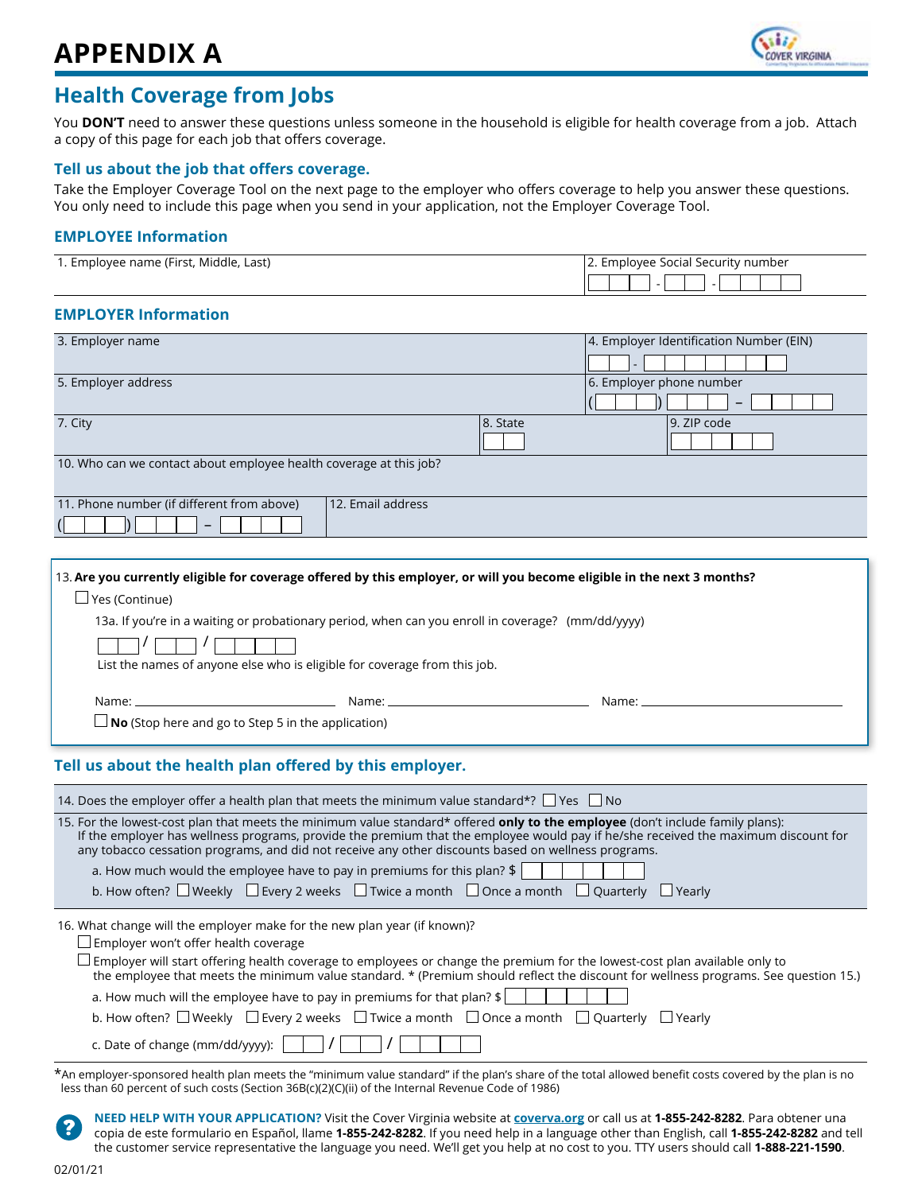# APPENDIX A

## Health Coverage from Jobs

You **DON'T** need to answer these questions unless someone in the household is eligible for health coverage from a job. Attach a copy of this page for each job that offers coverage.

### Tell us about the job that offers coverage.

Take the Employer Coverage Tool on the next page to the employer who offers coverage to help you answer these questions. You only need to include this page when you send in your application, not the Employer Coverage Tool.

### EMPLOYEE Information

| 1. Employee name (First, Middle, Last) | 2. Employee Social Security number |
|---|---|
| | ___ - __ - ____ |

### EMPLOYER Information

| 3. Employer name | | 4. Employer Identification Number (EIN) |
|---|---|---|
| | | __ - _______ |
| 5. Employer address | | 6. Employer phone number |
| | | (___) ___ – ____ |
| 7. City | 8. State | 9. ZIP code |
| 10. Who can we contact about employee health coverage at this job? | | |
| 11. Phone number (if different from above) (___) ___ – ____ | 12. Email address | |

13. **Are you currently eligible for coverage offered by this employer, or will you become eligible in the next 3 months?**

☐ Yes (Continue)

13a. If you're in a waiting or probationary period, when can you enroll in coverage? (mm/dd/yyyy)

__ / __ / ____

List the names of anyone else who is eligible for coverage from this job.

Name: ______________ Name: ______________ Name: ______________

☐ **No** (Stop here and go to Step 5 in the application)

### Tell us about the health plan offered by this employer.

14. Does the employer offer a health plan that meets the minimum value standard*? ☐ Yes ☐ No

15. For the lowest-cost plan that meets the minimum value standard* offered **only to the employee** (don't include family plans): If the employer has wellness programs, provide the premium that the employee would pay if he/she received the maximum discount for any tobacco cessation programs, and did not receive any other discounts based on wellness programs.

a. How much would the employee have to pay in premiums for this plan? $ ______

b. How often? ☐ Weekly ☐ Every 2 weeks ☐ Twice a month ☐ Once a month ☐ Quarterly ☐ Yearly

16. What change will the employer make for the new plan year (if known)?

☐ Employer won't offer health coverage

☐ Employer will start offering health coverage to employees or change the premium for the lowest-cost plan available only to the employee that meets the minimum value standard. * (Premium should reflect the discount for wellness programs. See question 15.)

a. How much will the employee have to pay in premiums for that plan? $ ______

b. How often? ☐ Weekly ☐ Every 2 weeks ☐ Twice a month ☐ Once a month ☐ Quarterly ☐ Yearly

c. Date of change (mm/dd/yyyy): __ / __ / ____

*An employer-sponsored health plan meets the "minimum value standard" if the plan's share of the total allowed benefit costs covered by the plan is no less than 60 percent of such costs (Section 36B(c)(2)(C)(ii) of the Internal Revenue Code of 1986)

**NEED HELP WITH YOUR APPLICATION?** Visit the Cover Virginia website at **coverva.org** or call us at **1-855-242-8282**. Para obtener una copia de este formulario en Español, llame **1-855-242-8282**. If you need help in a language other than English, call **1-855-242-8282** and tell the customer service representative the language you need. We'll get you help at no cost to you. TTY users should call **1-888-221-1590**.

02/01/21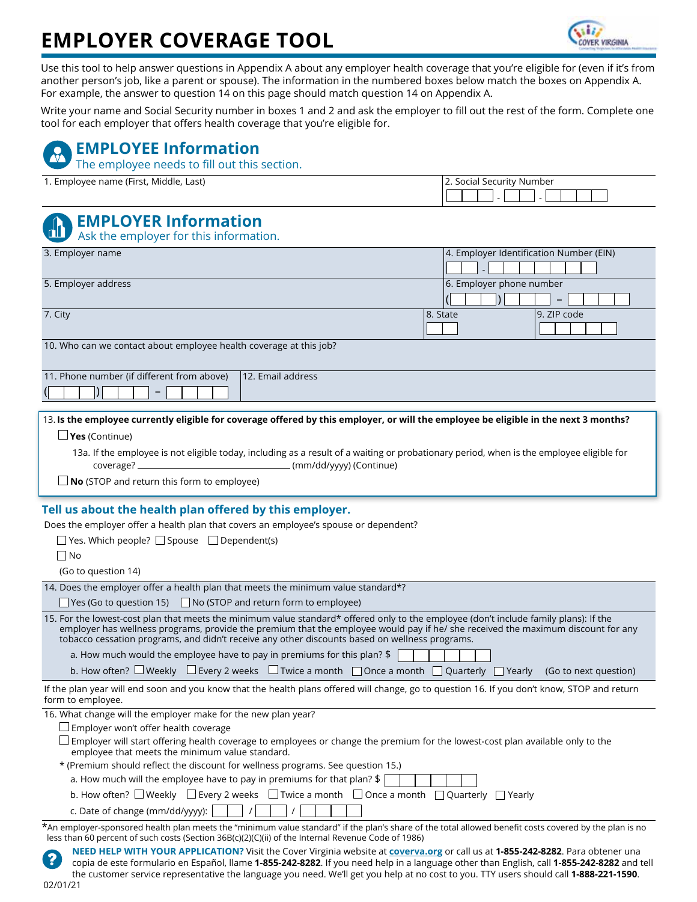# EMPLOYER COVERAGE TOOL

Use this tool to help answer questions in Appendix A about any employer health coverage that you're eligible for (even if it's from another person's job, like a parent or spouse). The information in the numbered boxes below match the boxes on Appendix A. For example, the answer to question 14 on this page should match question 14 on Appendix A.

Write your name and Social Security number in boxes 1 and 2 and ask the employer to fill out the rest of the form. Complete one tool for each employer that offers health coverage that you're eligible for.

## EMPLOYEE Information

The employee needs to fill out this section.

| 1. Employee name (First, Middle, Last) | 2. Social Security Number |
|---|---|
| | ___ - __ - ____ |

## EMPLOYER Information

Ask the employer for this information.

| 3. Employer name | | 4. Employer Identification Number (EIN) |
|---|---|---|
| | | __ - _______ |
| **5. Employer address** | | **6. Employer phone number** |
| | | (___) ___ – ____ |
| **7. City** | **8. State** | **9. ZIP code** |
| | | |
| **10. Who can we contact about employee health coverage at this job?** | | |
| | | |
| **11. Phone number (if different from above)** | **12. Email address** | |
| (___) ___ – ____ | | |

13. **Is the employee currently eligible for coverage offered by this employer, or will the employee be eligible in the next 3 months?**

☐ **Yes** (Continue)

13a. If the employee is not eligible today, including as a result of a waiting or probationary period, when is the employee eligible for coverage? ______________________ (mm/dd/yyyy) (Continue)

☐ **No** (STOP and return this form to employee)

### Tell us about the health plan offered by this employer.

Does the employer offer a health plan that covers an employee's spouse or dependent?

☐ Yes. Which people? ☐ Spouse ☐ Dependent(s)

☐ No

(Go to question 14)

14. Does the employer offer a health plan that meets the minimum value standard*?

☐ Yes (Go to question 15) ☐ No (STOP and return form to employee)

15. For the lowest-cost plan that meets the minimum value standard* offered only to the employee (don't include family plans): If the employer has wellness programs, provide the premium that the employee would pay if he/ she received the maximum discount for any tobacco cessation programs, and didn't receive any other discounts based on wellness programs.

a. How much would the employee have to pay in premiums for this plan? $ ______

b. How often? ☐ Weekly ☐ Every 2 weeks ☐ Twice a month ☐ Once a month ☐ Quarterly ☐ Yearly (Go to next question)

If the plan year will end soon and you know that the health plans offered will change, go to question 16. If you don't know, STOP and return form to employee.

16. What change will the employer make for the new plan year?

☐ Employer won't offer health coverage

☐ Employer will start offering health coverage to employees or change the premium for the lowest-cost plan available only to the employee that meets the minimum value standard.

\* (Premium should reflect the discount for wellness programs. See question 15.)

a. How much will the employee have to pay in premiums for that plan? $ ______

b. How often? ☐ Weekly ☐ Every 2 weeks ☐ Twice a month ☐ Once a month ☐ Quarterly ☐ Yearly

c. Date of change (mm/dd/yyyy): __ / __ / ____

*An employer-sponsored health plan meets the "minimum value standard" if the plan's share of the total allowed benefit costs covered by the plan is no less than 60 percent of such costs (Section 36B(c)(2)(C)(ii) of the Internal Revenue Code of 1986)

**NEED HELP WITH YOUR APPLICATION?** Visit the Cover Virginia website at coverva.org or call us at **1-855-242-8282**. Para obtener una copia de este formulario en Español, llame **1-855-242-8282**. If you need help in a language other than English, call **1-855-242-8282** and tell the customer service representative the language you need. We'll get you help at no cost to you. TTY users should call **1-888-221-1590**.

02/01/21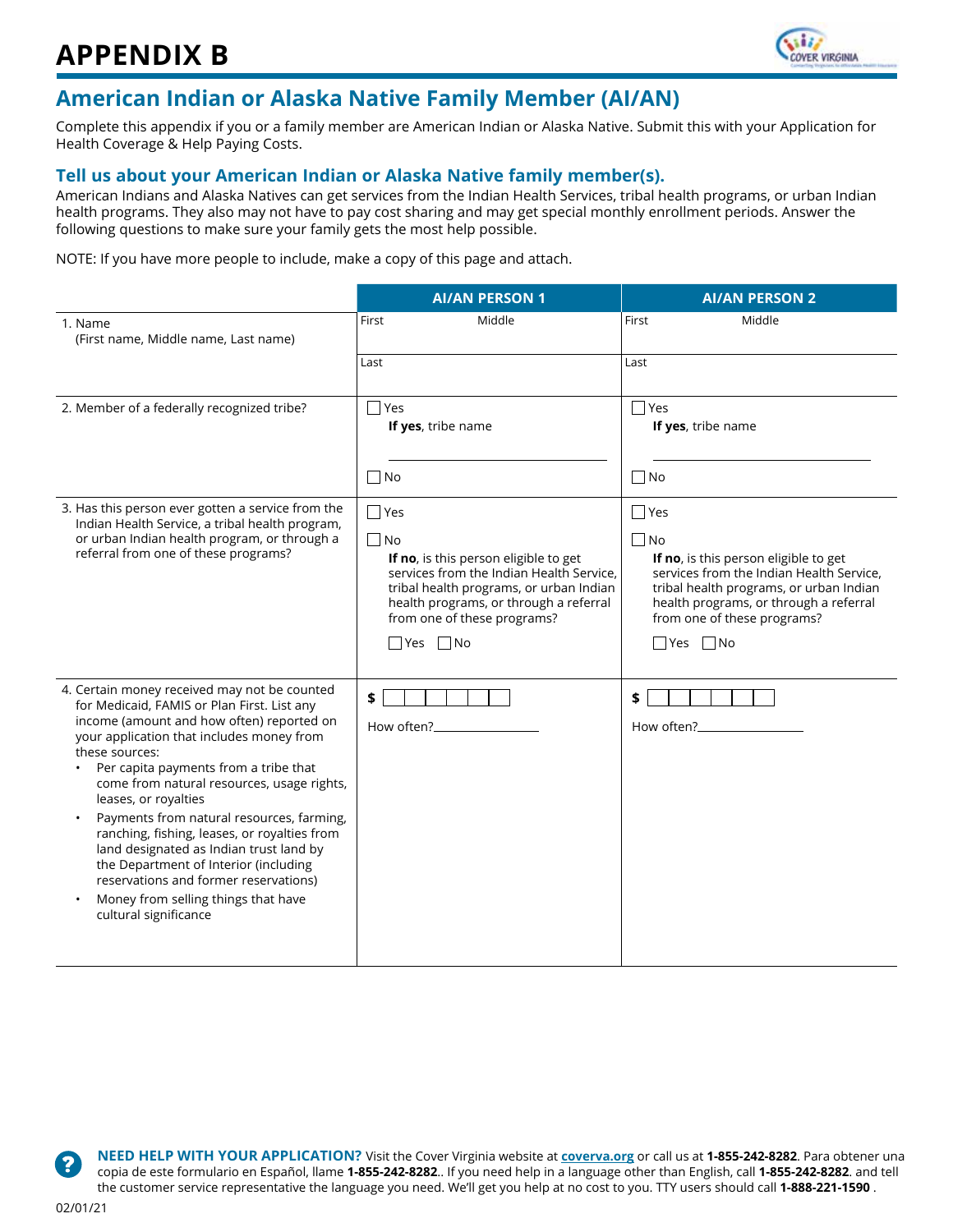# APPENDIX B

## American Indian or Alaska Native Family Member (AI/AN)

Complete this appendix if you or a family member are American Indian or Alaska Native. Submit this with your Application for Health Coverage & Help Paying Costs.

### Tell us about your American Indian or Alaska Native family member(s).

American Indians and Alaska Natives can get services from the Indian Health Services, tribal health programs, or urban Indian health programs. They also may not have to pay cost sharing and may get special monthly enrollment periods. Answer the following questions to make sure your family gets the most help possible.

NOTE: If you have more people to include, make a copy of this page and attach.

| | AI/AN PERSON 1 | AI/AN PERSON 2 |
|---|---|---|
| 1. Name (First name, Middle name, Last name) | First Middle<br>Last | First Middle<br>Last |
| 2. Member of a federally recognized tribe? | ☐ Yes **If yes**, tribe name ________<br>☐ No | ☐ Yes **If yes**, tribe name ________<br>☐ No |
| 3. Has this person ever gotten a service from the Indian Health Service, a tribal health program, or urban Indian health program, or through a referral from one of these programs? | ☐ Yes<br>☐ No **If no**, is this person eligible to get services from the Indian Health Service, tribal health programs, or urban Indian health programs, or through a referral from one of these programs? ☐ Yes ☐ No | ☐ Yes<br>☐ No **If no**, is this person eligible to get services from the Indian Health Service, tribal health programs, or urban Indian health programs, or through a referral from one of these programs? ☐ Yes ☐ No |
| 4. Certain money received may not be counted for Medicaid, FAMIS or Plan First. List any income (amount and how often) reported on your application that includes money from these sources:<br>• Per capita payments from a tribe that come from natural resources, usage rights, leases, or royalties<br>• Payments from natural resources, farming, ranching, fishing, leases, or royalties from land designated as Indian trust land by the Department of Interior (including reservations and former reservations)<br>• Money from selling things that have cultural significance | $ ________<br>How often?________ | $ ________<br>How often?________ |

**NEED HELP WITH YOUR APPLICATION?** Visit the Cover Virginia website at coverva.org or call us at **1-855-242-8282**. Para obtener una copia de este formulario en Español, llame **1-855-242-8282**.. If you need help in a language other than English, call **1-855-242-8282**. and tell the customer service representative the language you need. We'll get you help at no cost to you. TTY users should call **1-888-221-1590** .

02/01/21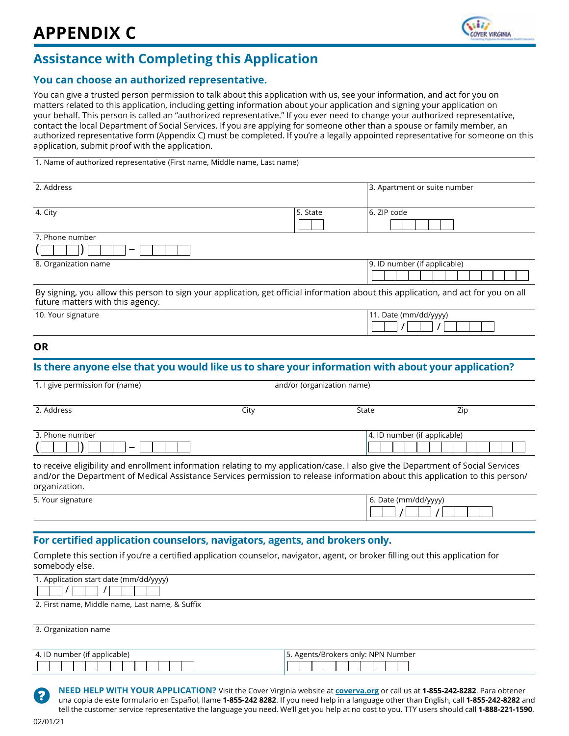# APPENDIX C

## Assistance with Completing this Application

### You can choose an authorized representative.

You can give a trusted person permission to talk about this application with us, see your information, and act for you on matters related to this application, including getting information about your application and signing your application on your behalf. This person is called an "authorized representative." If you ever need to change your authorized representative, contact the local Department of Social Services. If you are applying for someone other than a spouse or family member, an authorized representative form (Appendix C) must be completed. If you're a legally appointed representative for someone on this application, submit proof with the application.

1. Name of authorized representative (First name, Middle name, Last name)

| 2. Address | | 3. Apartment or suite number |
|---|---|---|
| 4. City | 5. State | 6. ZIP code |

7. Phone number
( ) –

| 8. Organization name | 9. ID number (if applicable) |
|---|---|

By signing, you allow this person to sign your application, get official information about this application, and act for you on all future matters with this agency.

| 10. Your signature | 11. Date (mm/dd/yyyy) / / |
|---|---|

**OR**

### Is there anyone else that you would like us to share your information with about your application?

| 1. I give permission for (name) | and/or (organization name) | | |
|---|---|---|---|
| 2. Address | City | State | Zip |

| 3. Phone number ( ) – | 4. ID number (if applicable) |
|---|---|

to receive eligibility and enrollment information relating to my application/case. I also give the Department of Social Services and/or the Department of Medical Assistance Services permission to release information about this application to this person/ organization.

| 5. Your signature | 6. Date (mm/dd/yyyy) / / |
|---|---|

### For certified application counselors, navigators, agents, and brokers only.

Complete this section if you're a certified application counselor, navigator, agent, or broker filling out this application for somebody else.

1. Application start date (mm/dd/yyyy)
/ /

2. First name, Middle name, Last name, & Suffix

3. Organization name

| 4. ID number (if applicable) | 5. Agents/Brokers only: NPN Number |
|---|---|

**NEED HELP WITH YOUR APPLICATION?** Visit the Cover Virginia website at **coverva.org** or call us at **1-855-242-8282**. Para obtener una copia de este formulario en Español, llame **1-855-242 8282**. If you need help in a language other than English, call **1-855-242-8282** and tell the customer service representative the language you need. We'll get you help at no cost to you. TTY users should call **1-888-221-1590**.

02/01/21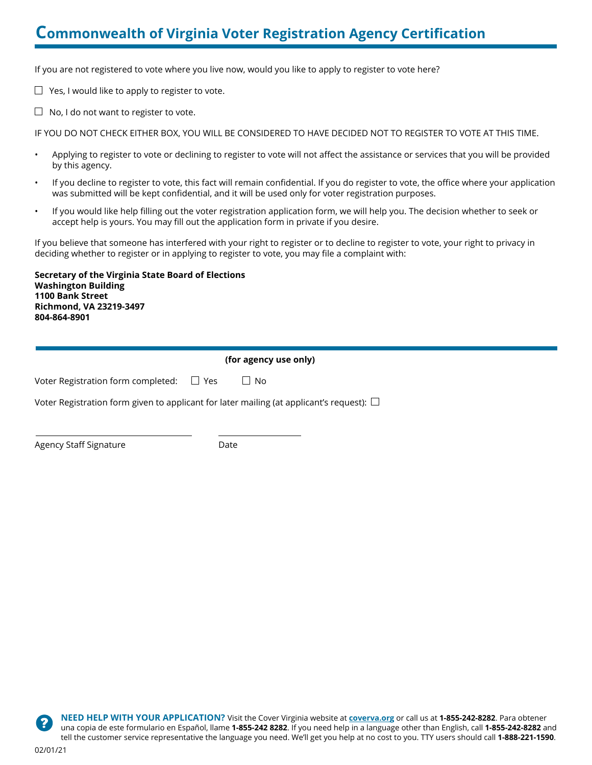# Commonwealth of Virginia Voter Registration Agency Certification

If you are not registered to vote where you live now, would you like to apply to register to vote here?

☐ Yes, I would like to apply to register to vote.

☐ No, I do not want to register to vote.

IF YOU DO NOT CHECK EITHER BOX, YOU WILL BE CONSIDERED TO HAVE DECIDED NOT TO REGISTER TO VOTE AT THIS TIME.

- Applying to register to vote or declining to register to vote will not affect the assistance or services that you will be provided by this agency.
- If you decline to register to vote, this fact will remain confidential. If you do register to vote, the office where your application was submitted will be kept confidential, and it will be used only for voter registration purposes.
- If you would like help filling out the voter registration application form, we will help you. The decision whether to seek or accept help is yours. You may fill out the application form in private if you desire.

If you believe that someone has interfered with your right to register or to decline to register to vote, your right to privacy in deciding whether to register or in applying to register to vote, you may file a complaint with:

**Secretary of the Virginia State Board of Elections**
**Washington Building**
**1100 Bank Street**
**Richmond, VA 23219-3497**
**804-864-8901**

---

**(for agency use only)**

Voter Registration form completed: ☐ Yes ☐ No

Voter Registration form given to applicant for later mailing (at applicant's request): ☐

______________________ ______________

Agency Staff Signature Date

**NEED HELP WITH YOUR APPLICATION?** Visit the Cover Virginia website at **coverva.org** or call us at **1-855-242-8282**. Para obtener una copia de este formulario en Español, llame **1-855-242 8282**. If you need help in a language other than English, call **1-855-242-8282** and tell the customer service representative the language you need. We'll get you help at no cost to you. TTY users should call **1-888-221-1590**.

02/01/21